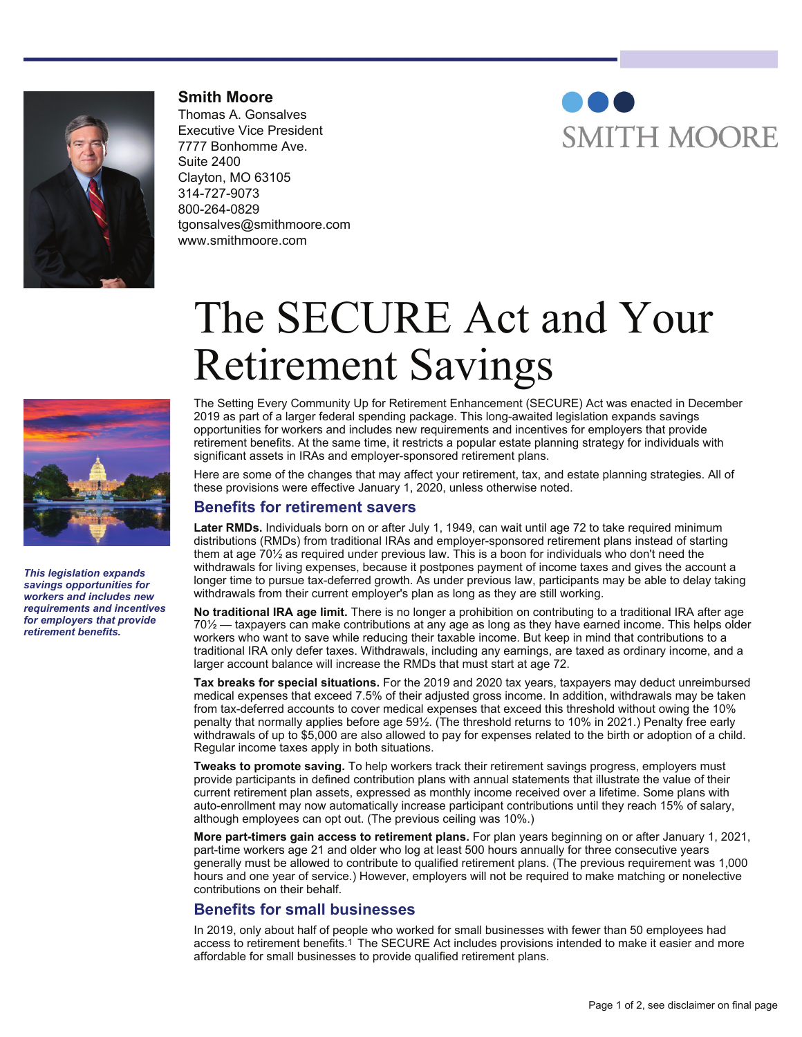**Smith Moore**
Thomas A. Gonsalves
Executive Vice President
7777 Bonhomme Ave.
Suite 2400
Clayton, MO 63105
314-727-9073
800-264-0829
tgonsalves@smithmoore.com
www.smithmoore.com

SMITH MOORE

# The SECURE Act and Your Retirement Savings

*This legislation expands savings opportunities for workers and includes new requirements and incentives for employers that provide retirement benefits.*

The Setting Every Community Up for Retirement Enhancement (SECURE) Act was enacted in December 2019 as part of a larger federal spending package. This long-awaited legislation expands savings opportunities for workers and includes new requirements and incentives for employers that provide retirement benefits. At the same time, it restricts a popular estate planning strategy for individuals with significant assets in IRAs and employer-sponsored retirement plans.

Here are some of the changes that may affect your retirement, tax, and estate planning strategies. All of these provisions were effective January 1, 2020, unless otherwise noted.

## Benefits for retirement savers

**Later RMDs.** Individuals born on or after July 1, 1949, can wait until age 72 to take required minimum distributions (RMDs) from traditional IRAs and employer-sponsored retirement plans instead of starting them at age 70½ as required under previous law. This is a boon for individuals who don't need the withdrawals for living expenses, because it postpones payment of income taxes and gives the account a longer time to pursue tax-deferred growth. As under previous law, participants may be able to delay taking withdrawals from their current employer's plan as long as they are still working.

**No traditional IRA age limit.** There is no longer a prohibition on contributing to a traditional IRA after age 70½ — taxpayers can make contributions at any age as long as they have earned income. This helps older workers who want to save while reducing their taxable income. But keep in mind that contributions to a traditional IRA only defer taxes. Withdrawals, including any earnings, are taxed as ordinary income, and a larger account balance will increase the RMDs that must start at age 72.

**Tax breaks for special situations.** For the 2019 and 2020 tax years, taxpayers may deduct unreimbursed medical expenses that exceed 7.5% of their adjusted gross income. In addition, withdrawals may be taken from tax-deferred accounts to cover medical expenses that exceed this threshold without owing the 10% penalty that normally applies before age 59½. (The threshold returns to 10% in 2021.) Penalty free early withdrawals of up to $5,000 are also allowed to pay for expenses related to the birth or adoption of a child. Regular income taxes apply in both situations.

**Tweaks to promote saving.** To help workers track their retirement savings progress, employers must provide participants in defined contribution plans with annual statements that illustrate the value of their current retirement plan assets, expressed as monthly income received over a lifetime. Some plans with auto-enrollment may now automatically increase participant contributions until they reach 15% of salary, although employees can opt out. (The previous ceiling was 10%.)

**More part-timers gain access to retirement plans.** For plan years beginning on or after January 1, 2021, part-time workers age 21 and older who log at least 500 hours annually for three consecutive years generally must be allowed to contribute to qualified retirement plans. (The previous requirement was 1,000 hours and one year of service.) However, employers will not be required to make matching or nonelective contributions on their behalf.

## Benefits for small businesses

In 2019, only about half of people who worked for small businesses with fewer than 50 employees had access to retirement benefits.[1] The SECURE Act includes provisions intended to make it easier and more affordable for small businesses to provide qualified retirement plans.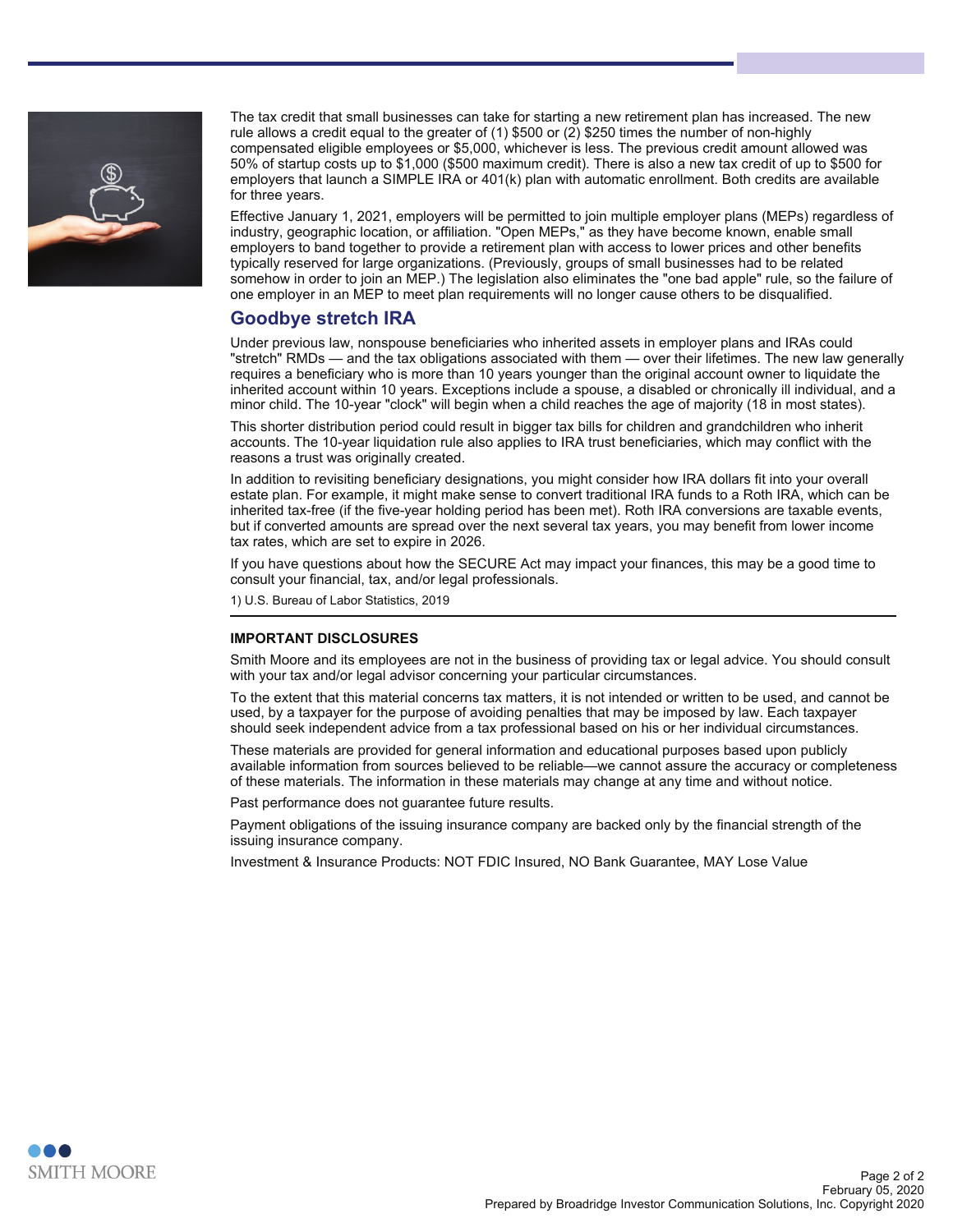The tax credit that small businesses can take for starting a new retirement plan has increased. The new rule allows a credit equal to the greater of (1) $500 or (2) $250 times the number of non-highly compensated eligible employees or $5,000, whichever is less. The previous credit amount allowed was 50% of startup costs up to $1,000 ($500 maximum credit). There is also a new tax credit of up to $500 for employers that launch a SIMPLE IRA or 401(k) plan with automatic enrollment. Both credits are available for three years.

Effective January 1, 2021, employers will be permitted to join multiple employer plans (MEPs) regardless of industry, geographic location, or affiliation. "Open MEPs," as they have become known, enable small employers to band together to provide a retirement plan with access to lower prices and other benefits typically reserved for large organizations. (Previously, groups of small businesses had to be related somehow in order to join an MEP.) The legislation also eliminates the "one bad apple" rule, so the failure of one employer in an MEP to meet plan requirements will no longer cause others to be disqualified.

## Goodbye stretch IRA

Under previous law, nonspouse beneficiaries who inherited assets in employer plans and IRAs could "stretch" RMDs — and the tax obligations associated with them — over their lifetimes. The new law generally requires a beneficiary who is more than 10 years younger than the original account owner to liquidate the inherited account within 10 years. Exceptions include a spouse, a disabled or chronically ill individual, and a minor child. The 10-year "clock" will begin when a child reaches the age of majority (18 in most states).

This shorter distribution period could result in bigger tax bills for children and grandchildren who inherit accounts. The 10-year liquidation rule also applies to IRA trust beneficiaries, which may conflict with the reasons a trust was originally created.

In addition to revisiting beneficiary designations, you might consider how IRA dollars fit into your overall estate plan. For example, it might make sense to convert traditional IRA funds to a Roth IRA, which can be inherited tax-free (if the five-year holding period has been met). Roth IRA conversions are taxable events, but if converted amounts are spread over the next several tax years, you may benefit from lower income tax rates, which are set to expire in 2026.

If you have questions about how the SECURE Act may impact your finances, this may be a good time to consult your financial, tax, and/or legal professionals.

1) U.S. Bureau of Labor Statistics, 2019

---

**IMPORTANT DISCLOSURES**

Smith Moore and its employees are not in the business of providing tax or legal advice. You should consult with your tax and/or legal advisor concerning your particular circumstances.

To the extent that this material concerns tax matters, it is not intended or written to be used, and cannot be used, by a taxpayer for the purpose of avoiding penalties that may be imposed by law. Each taxpayer should seek independent advice from a tax professional based on his or her individual circumstances.

These materials are provided for general information and educational purposes based upon publicly available information from sources believed to be reliable—we cannot assure the accuracy or completeness of these materials. The information in these materials may change at any time and without notice.

Past performance does not guarantee future results.

Payment obligations of the issuing insurance company are backed only by the financial strength of the issuing insurance company.

Investment & Insurance Products: NOT FDIC Insured, NO Bank Guarantee, MAY Lose Value

SMITH MOORE

February 05, 2020
Prepared by Broadridge Investor Communication Solutions, Inc. Copyright 2020